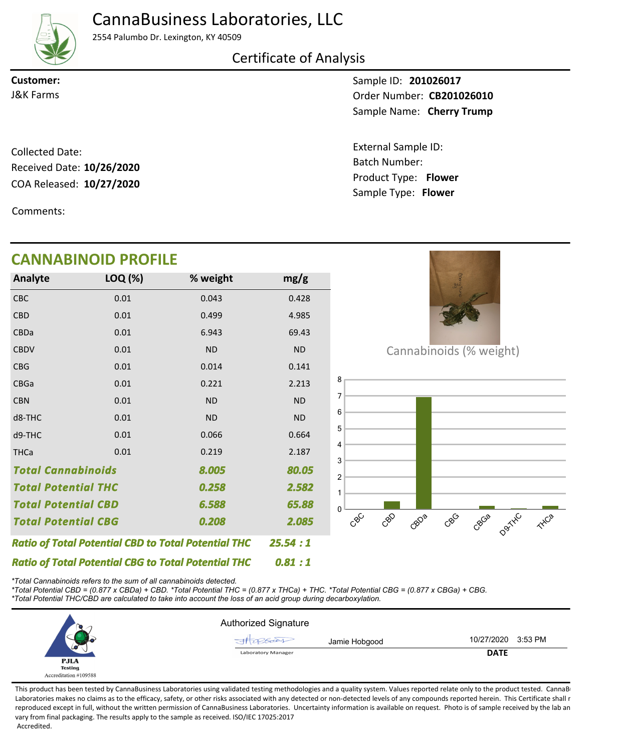# CannaBusiness Laboratories, LLC

2554 Palumbo Dr. Lexington, KY 40509

## Certificate of Analysis

**Customer:**
J&K Farms

Sample ID: **201026017**
Order Number: **CB201026010**
Sample Name: **Cherry Trump**

Collected Date:
Received Date: **10/26/2020**
COA Released: **10/27/2020**

External Sample ID:
Batch Number:
Product Type: **Flower**
Sample Type: **Flower**

Comments:

## CANNABINOID PROFILE

| Analyte | LOQ (%) | % weight | mg/g |
|---|---|---|---|
| CBC | 0.01 | 0.043 | 0.428 |
| CBD | 0.01 | 0.499 | 4.985 |
| CBDa | 0.01 | 6.943 | 69.43 |
| CBDV | 0.01 | ND | ND |
| CBG | 0.01 | 0.014 | 0.141 |
| CBGa | 0.01 | 0.221 | 2.213 |
| CBN | 0.01 | ND | ND |
| d8-THC | 0.01 | ND | ND |
| d9-THC | 0.01 | 0.066 | 0.664 |
| THCa | 0.01 | 0.219 | 2.187 |
| ***Total Cannabinoids*** | | ***8.005*** | ***80.05*** |
| ***Total Potential THC*** | | ***0.258*** | ***2.582*** |
| ***Total Potential CBD*** | | ***6.588*** | ***65.88*** |
| ***Total Potential CBG*** | | ***0.208*** | ***2.085*** |

***Ratio of Total Potential CBD to Total Potential THC*** ***25.54 : 1***

***Ratio of Total Potential CBG to Total Potential THC*** ***0.81 : 1***

Cannabinoids (% weight)

*\*Total Cannabinoids refers to the sum of all cannabinoids detected.*
*\*Total Potential CBD = (0.877 x CBDa) + CBD. \*Total Potential THC = (0.877 x THCa) + THC. \*Total Potential CBG = (0.877 x CBGa) + CBG.*
*\*Total Potential THC/CBD are calculated to take into account the loss of an acid group during decarboxylation.*

PJLA Testing
Accreditation #109588

Authorized Signature

Jamie Hobgood — Laboratory Manager — 10/27/2020 3:53 PM

**DATE**

This product has been tested by CannaBusiness Laboratories using validated testing methodologies and a quality system. Values reported relate only to the product tested. CannaBusiness Laboratories makes no claims as to the efficacy, safety, or other risks associated with any detected or non-detected levels of any compounds reported herein. This Certificate shall not be reproduced except in full, without the written permission of CannaBusiness Laboratories. Uncertainty information is available on request. Photo is of sample received by the lab and may vary from final packaging. The results apply to the sample as received. ISO/IEC 17025:2017 Accredited.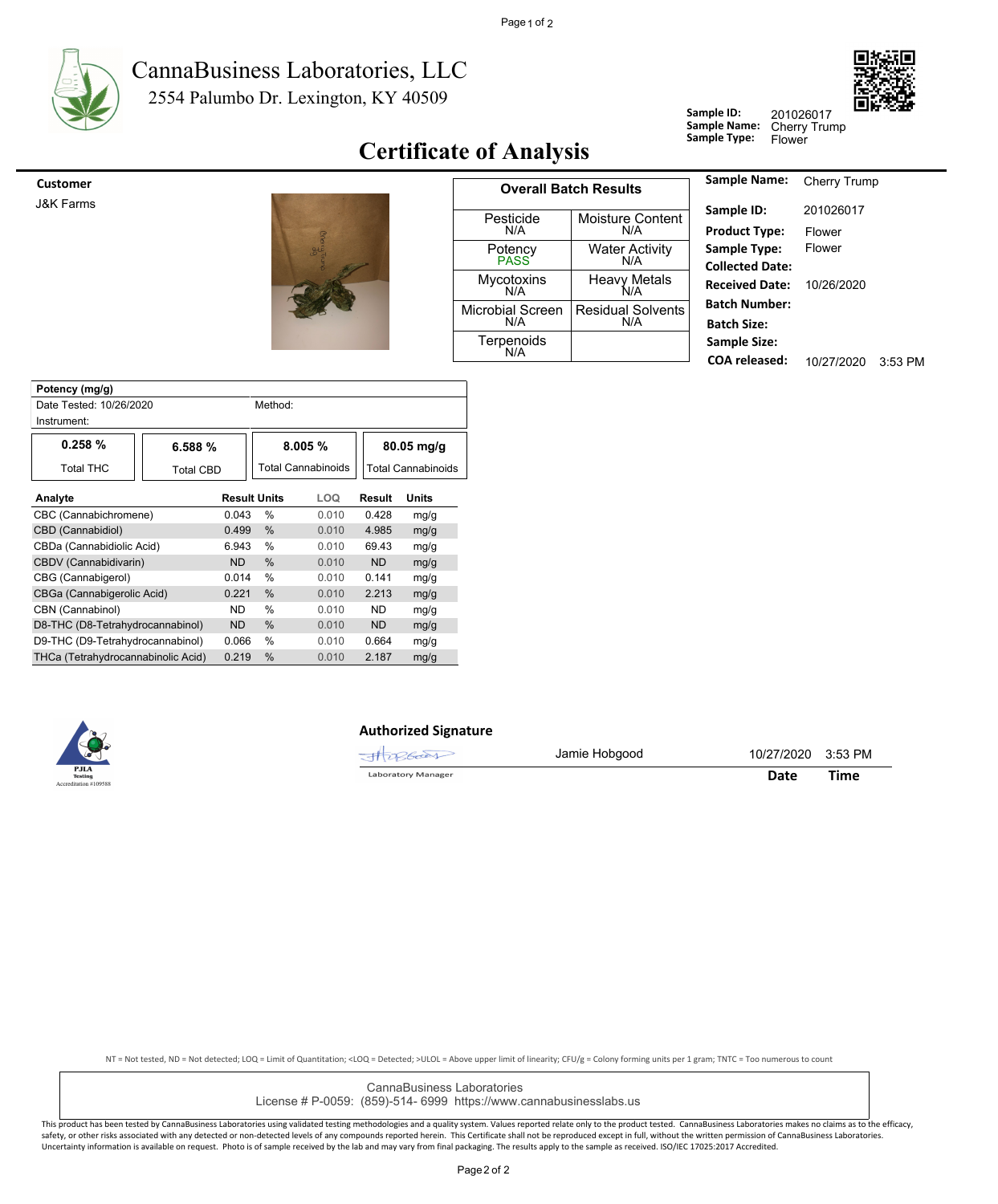# CannaBusiness Laboratories, LLC

2554 Palumbo Dr. Lexington, KY 40509

**Sample ID:** 201026017
**Sample Name:** Cherry Trump
**Sample Type:** Flower

# Certificate of Analysis

**Customer**

J&K Farms

| Overall Batch Results | |
|---|---|
| Pesticide N/A | Moisture Content N/A |
| Potency PASS | Water Activity N/A |
| Mycotoxins N/A | Heavy Metals N/A |
| Microbial Screen N/A | Residual Solvents N/A |
| Terpenoids N/A | |

| | |
|---|---|
| **Sample Name:** | Cherry Trump |
| **Sample ID:** | 201026017 |
| **Product Type:** | Flower |
| **Sample Type:** | Flower |
| **Collected Date:** | |
| **Received Date:** | 10/26/2020 |
| **Batch Number:** | |
| **Batch Size:** | |
| **Sample Size:** | |
| **COA released:** | 10/27/2020 3:53 PM |

**Potency (mg/g)**

Date Tested: 10/26/2020 | Method:

Instrument:

| 0.258 % | 6.588 % | 8.005 % | 80.05 mg/g |
|---|---|---|---|
| Total THC | Total CBD | Total Cannabinoids | Total Cannabinoids |

| Analyte | Result | Units | LOQ | Result | Units |
|---|---|---|---|---|---|
| CBC (Cannabichromene) | 0.043 | % | 0.010 | 0.428 | mg/g |
| CBD (Cannabidiol) | 0.499 | % | 0.010 | 4.985 | mg/g |
| CBDa (Cannabidiolic Acid) | 6.943 | % | 0.010 | 69.43 | mg/g |
| CBDV (Cannabidivarin) | ND | % | 0.010 | ND | mg/g |
| CBG (Cannabigerol) | 0.014 | % | 0.010 | 0.141 | mg/g |
| CBGa (Cannabigerolic Acid) | 0.221 | % | 0.010 | 2.213 | mg/g |
| CBN (Cannabinol) | ND | % | 0.010 | ND | mg/g |
| D8-THC (D8-Tetrahydrocannabinol) | ND | % | 0.010 | ND | mg/g |
| D9-THC (D9-Tetrahydrocannabinol) | 0.066 | % | 0.010 | 0.664 | mg/g |
| THCa (Tetrahydrocannabinolic Acid) | 0.219 | % | 0.010 | 2.187 | mg/g |

PJLA Testing Accreditation #109588

**Authorized Signature**

| | | |
|---|---|---|
| Laboratory Manager | Jamie Hobgood | 10/27/2020 3:53 PM |
| | | **Date** **Time** |

NT = Not tested, ND = Not detected; LOQ = Limit of Quantitation; <LOQ = Detected; >ULOL = Above upper limit of linearity; CFU/g = Colony forming units per 1 gram; TNTC = Too numerous to count

CannaBusiness Laboratories
License # P-0059: (859)-514- 6999 https://www.cannabusinesslabs.us

This product has been tested by CannaBusiness Laboratories using validated testing methodologies and a quality system. Values reported relate only to the product tested. CannaBusiness Laboratories makes no claims as to the efficacy, safety, or other risks associated with any detected or non-detected levels of any compounds reported herein. This Certificate shall not be reproduced except in full, without the written permission of CannaBusiness Laboratories. Uncertainty information is available on request. Photo is of sample received by the lab and may vary from final packaging. The results apply to the sample as received. ISO/IEC 17025:2017 Accredited.